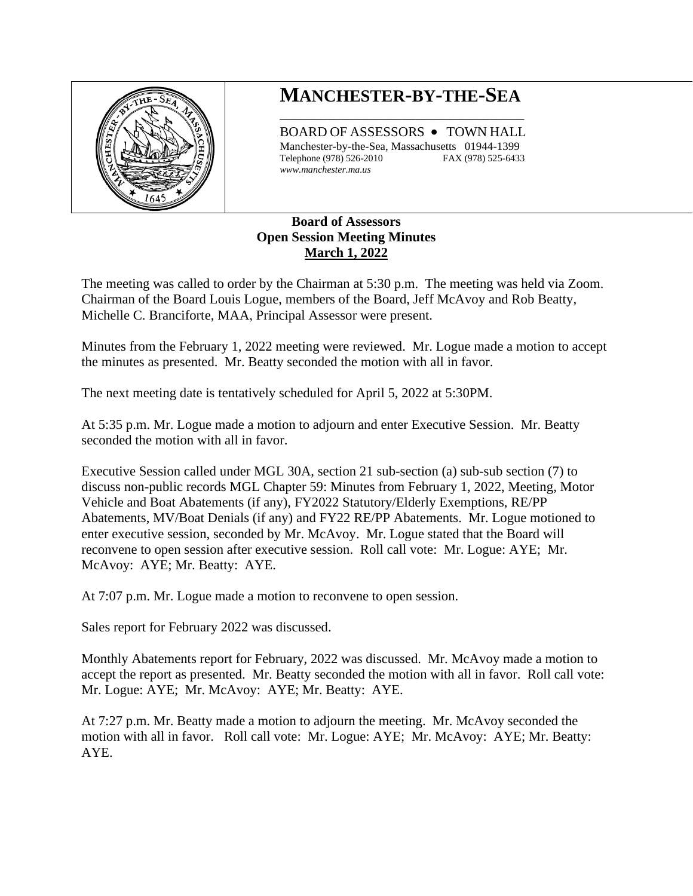# MANCHESTER-BY-THE-SEA

BOARD OF ASSESSORS • TOWN HALL
Manchester-by-the-Sea, Massachusetts 01944-1399
Telephone (978) 526-2010 FAX (978) 525-6433
*www.manchester.ma.us*

**Board of Assessors**
**Open Session Meeting Minutes**
**March 1, 2022**

The meeting was called to order by the Chairman at 5:30 p.m. The meeting was held via Zoom. Chairman of the Board Louis Logue, members of the Board, Jeff McAvoy and Rob Beatty, Michelle C. Branciforte, MAA, Principal Assessor were present.

Minutes from the February 1, 2022 meeting were reviewed. Mr. Logue made a motion to accept the minutes as presented. Mr. Beatty seconded the motion with all in favor.

The next meeting date is tentatively scheduled for April 5, 2022 at 5:30PM.

At 5:35 p.m. Mr. Logue made a motion to adjourn and enter Executive Session. Mr. Beatty seconded the motion with all in favor.

Executive Session called under MGL 30A, section 21 sub-section (a) sub-sub section (7) to discuss non-public records MGL Chapter 59: Minutes from February 1, 2022, Meeting, Motor Vehicle and Boat Abatements (if any), FY2022 Statutory/Elderly Exemptions, RE/PP Abatements, MV/Boat Denials (if any) and FY22 RE/PP Abatements. Mr. Logue motioned to enter executive session, seconded by Mr. McAvoy. Mr. Logue stated that the Board will reconvene to open session after executive session. Roll call vote: Mr. Logue: AYE; Mr. McAvoy: AYE; Mr. Beatty: AYE.

At 7:07 p.m. Mr. Logue made a motion to reconvene to open session.

Sales report for February 2022 was discussed.

Monthly Abatements report for February, 2022 was discussed. Mr. McAvoy made a motion to accept the report as presented. Mr. Beatty seconded the motion with all in favor. Roll call vote: Mr. Logue: AYE; Mr. McAvoy: AYE; Mr. Beatty: AYE.

At 7:27 p.m. Mr. Beatty made a motion to adjourn the meeting. Mr. McAvoy seconded the motion with all in favor. Roll call vote: Mr. Logue: AYE; Mr. McAvoy: AYE; Mr. Beatty: AYE.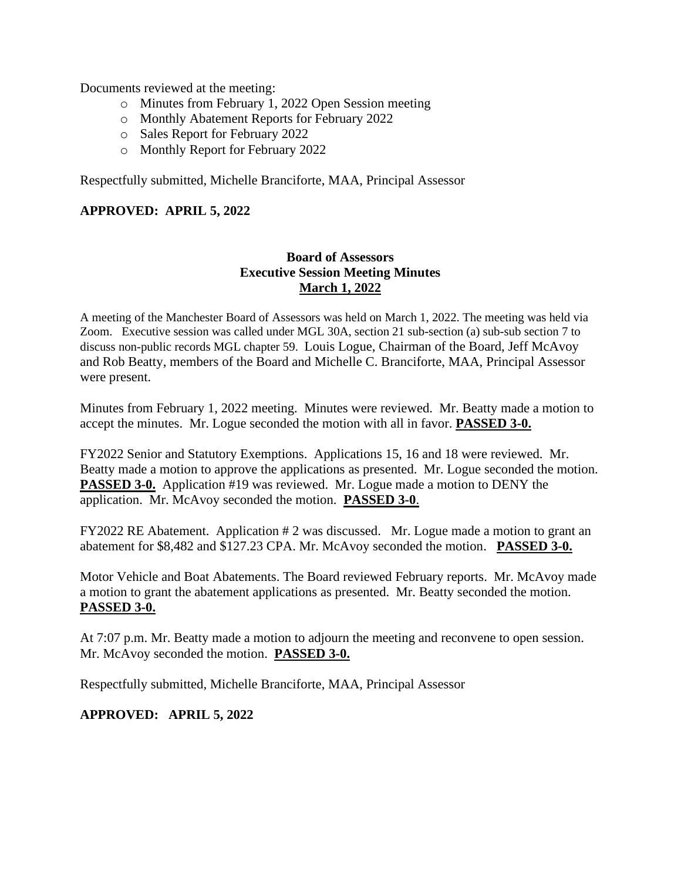Documents reviewed at the meeting:

- Minutes from February 1, 2022 Open Session meeting
- Monthly Abatement Reports for February 2022
- Sales Report for February 2022
- Monthly Report for February 2022

Respectfully submitted, Michelle Branciforte, MAA, Principal Assessor

**APPROVED: APRIL 5, 2022**

## Board of Assessors
## Executive Session Meeting Minutes
## March 1, 2022

A meeting of the Manchester Board of Assessors was held on March 1, 2022. The meeting was held via Zoom. Executive session was called under MGL 30A, section 21 sub-section (a) sub-sub section 7 to discuss non-public records MGL chapter 59. Louis Logue, Chairman of the Board, Jeff McAvoy and Rob Beatty, members of the Board and Michelle C. Branciforte, MAA, Principal Assessor were present.

Minutes from February 1, 2022 meeting. Minutes were reviewed. Mr. Beatty made a motion to accept the minutes. Mr. Logue seconded the motion with all in favor. **PASSED 3-0.**

FY2022 Senior and Statutory Exemptions. Applications 15, 16 and 18 were reviewed. Mr. Beatty made a motion to approve the applications as presented. Mr. Logue seconded the motion. **PASSED 3-0.** Application #19 was reviewed. Mr. Logue made a motion to DENY the application. Mr. McAvoy seconded the motion. **PASSED 3-0**.

FY2022 RE Abatement. Application # 2 was discussed. Mr. Logue made a motion to grant an abatement for $8,482 and $127.23 CPA. Mr. McAvoy seconded the motion. **PASSED 3-0.**

Motor Vehicle and Boat Abatements. The Board reviewed February reports. Mr. McAvoy made a motion to grant the abatement applications as presented. Mr. Beatty seconded the motion. **PASSED 3-0.**

At 7:07 p.m. Mr. Beatty made a motion to adjourn the meeting and reconvene to open session. Mr. McAvoy seconded the motion. **PASSED 3-0.**

Respectfully submitted, Michelle Branciforte, MAA, Principal Assessor

**APPROVED: APRIL 5, 2022**